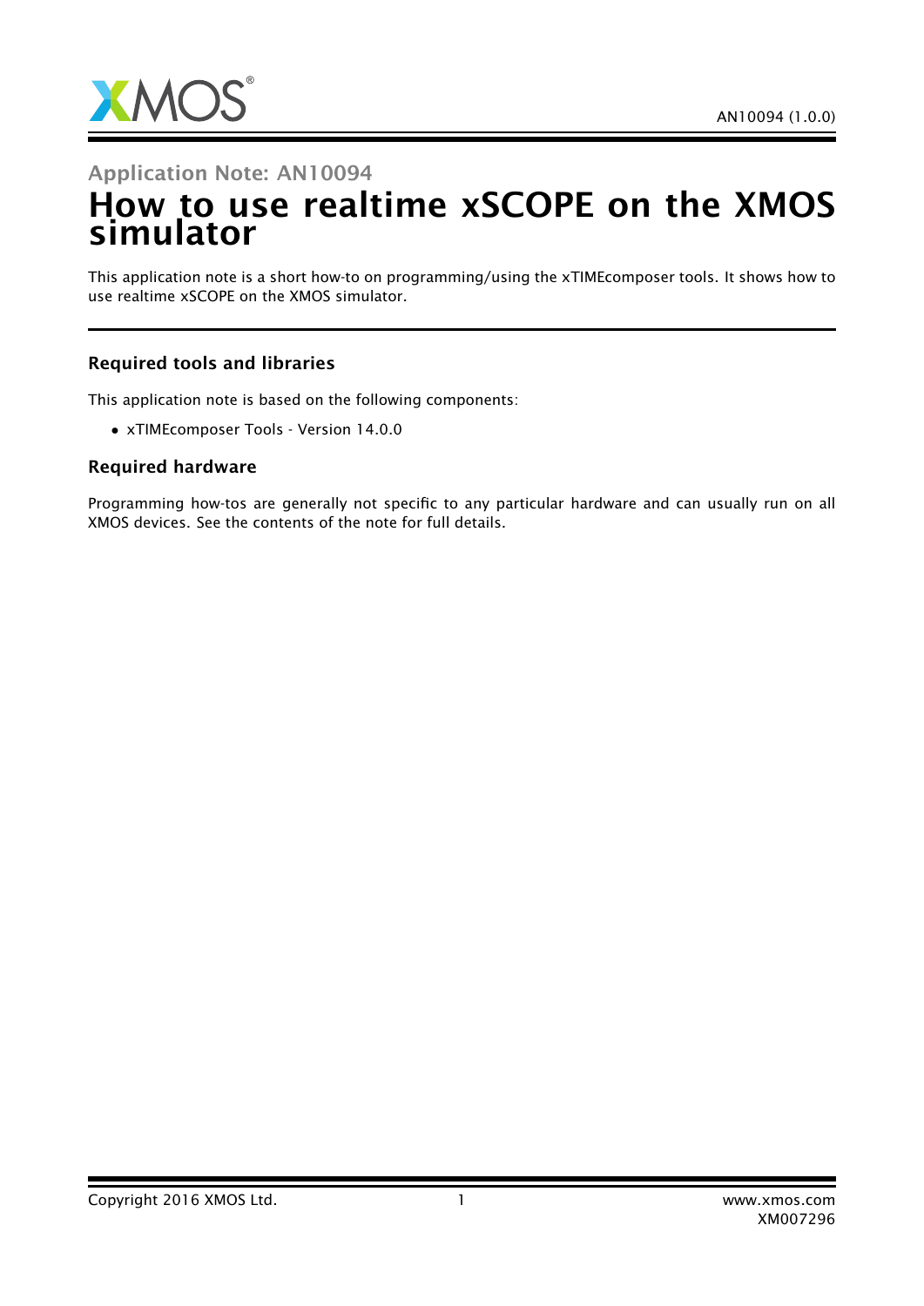Application Note: AN10094

# How to use realtime xSCOPE on the XMOS simulator

This application note is a short how-to on programming/using the xTIMEcomposer tools. It shows how to use realtime xSCOPE on the XMOS simulator.

### Required tools and libraries

This application note is based on the following components:

- xTIMEcomposer Tools - Version 14.0.0

### Required hardware

Programming how-tos are generally not specific to any particular hardware and can usually run on all XMOS devices. See the contents of the note for full details.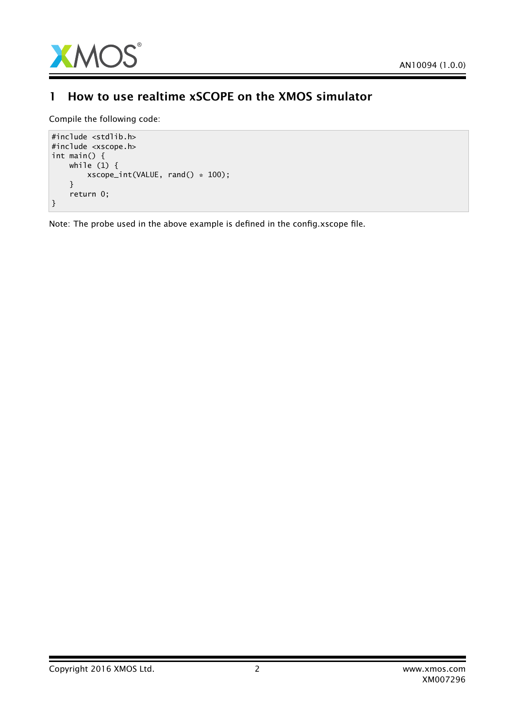# 1 How to use realtime xSCOPE on the XMOS simulator

Compile the following code:

```
#include <stdlib.h>
#include <xscope.h>
int main() {
    while (1) {
        xscope_int(VALUE, rand() * 100);
    }
    return 0;
}
```

Note: The probe used in the above example is defined in the config.xscope file.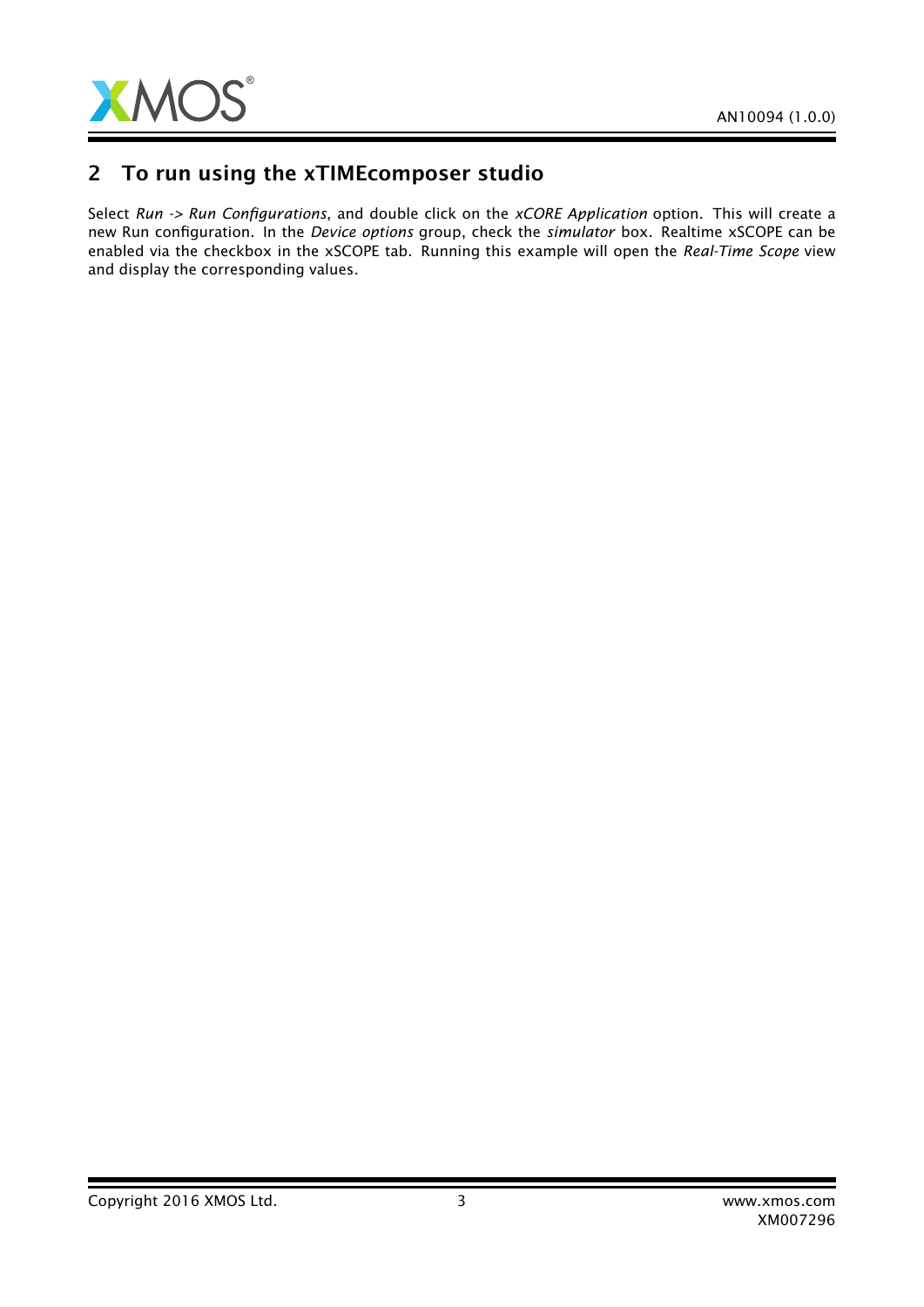## 2 To run using the xTIMEcomposer studio

Select *Run -> Run Configurations*, and double click on the *xCORE Application* option. This will create a new Run configuration. In the *Device options* group, check the *simulator* box. Realtime xSCOPE can be enabled via the checkbox in the xSCOPE tab. Running this example will open the *Real-Time Scope* view and display the corresponding values.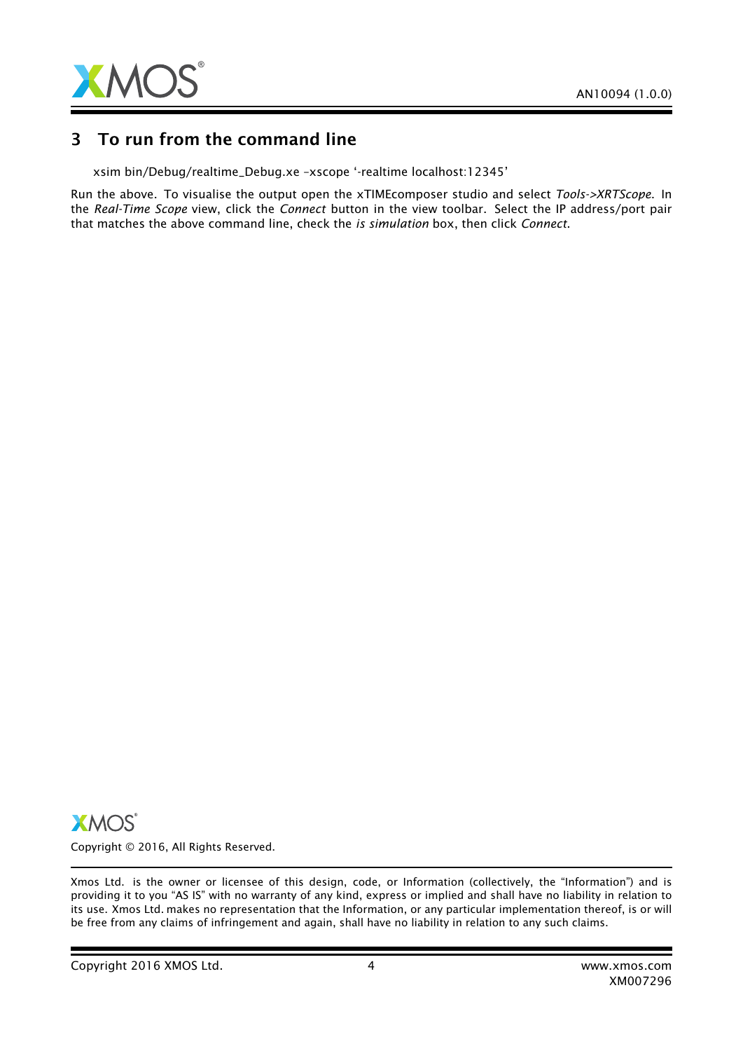## 3 To run from the command line

```
xsim bin/Debug/realtime_Debug.xe –xscope '-realtime localhost:12345'
```

Run the above. To visualise the output open the xTIMEcomposer studio and select *Tools->XRTScope*. In the *Real-Time Scope* view, click the *Connect* button in the view toolbar. Select the IP address/port pair that matches the above command line, check the *is simulation* box, then click *Connect*.

Copyright © 2016, All Rights Reserved.

Xmos Ltd. is the owner or licensee of this design, code, or Information (collectively, the "Information") and is providing it to you "AS IS" with no warranty of any kind, express or implied and shall have no liability in relation to its use. Xmos Ltd. makes no representation that the Information, or any particular implementation thereof, is or will be free from any claims of infringement and again, shall have no liability in relation to any such claims.